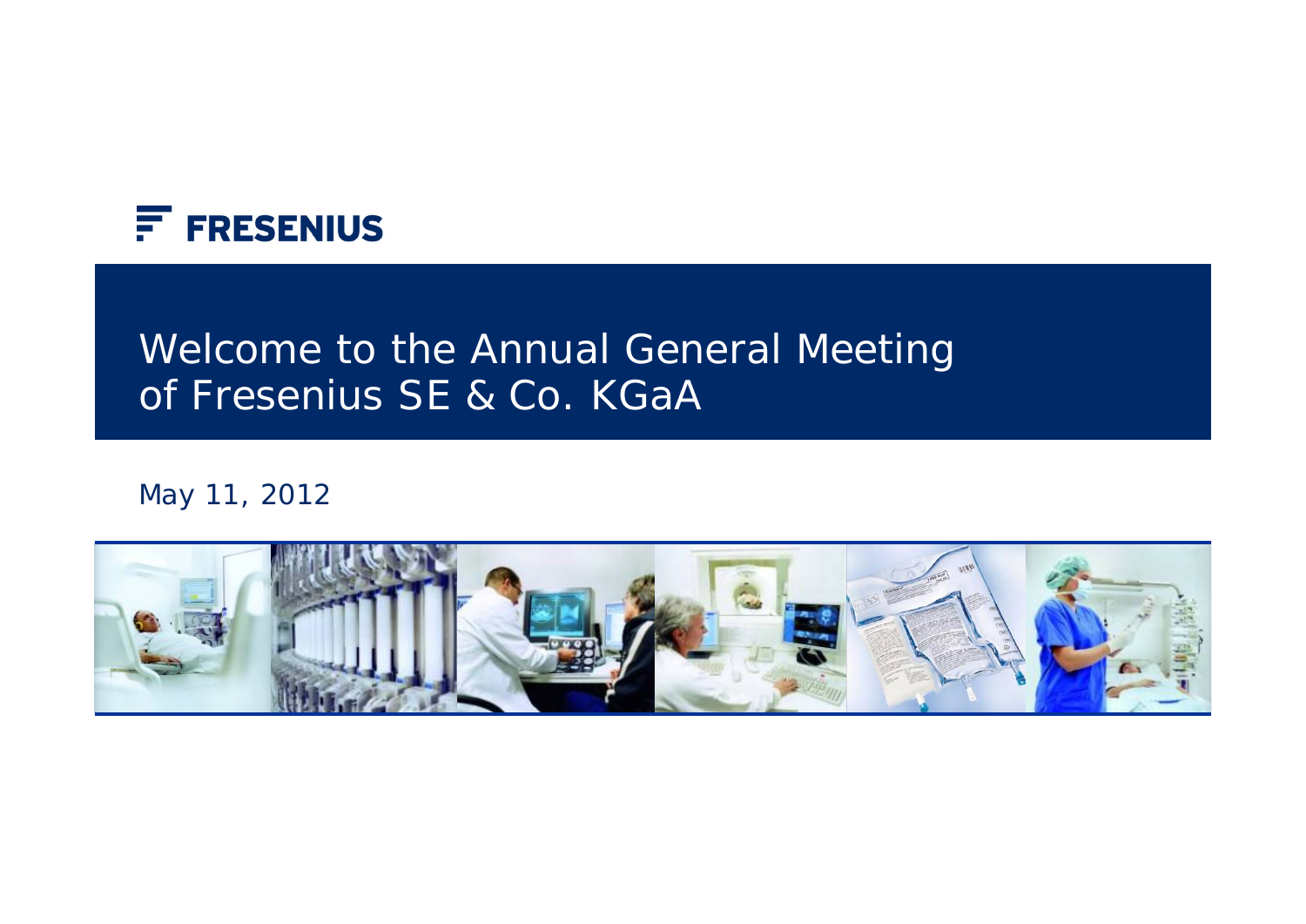FRESENIUS

# Welcome to the Annual General Meeting of Fresenius SE & Co. KGaA

May 11, 2012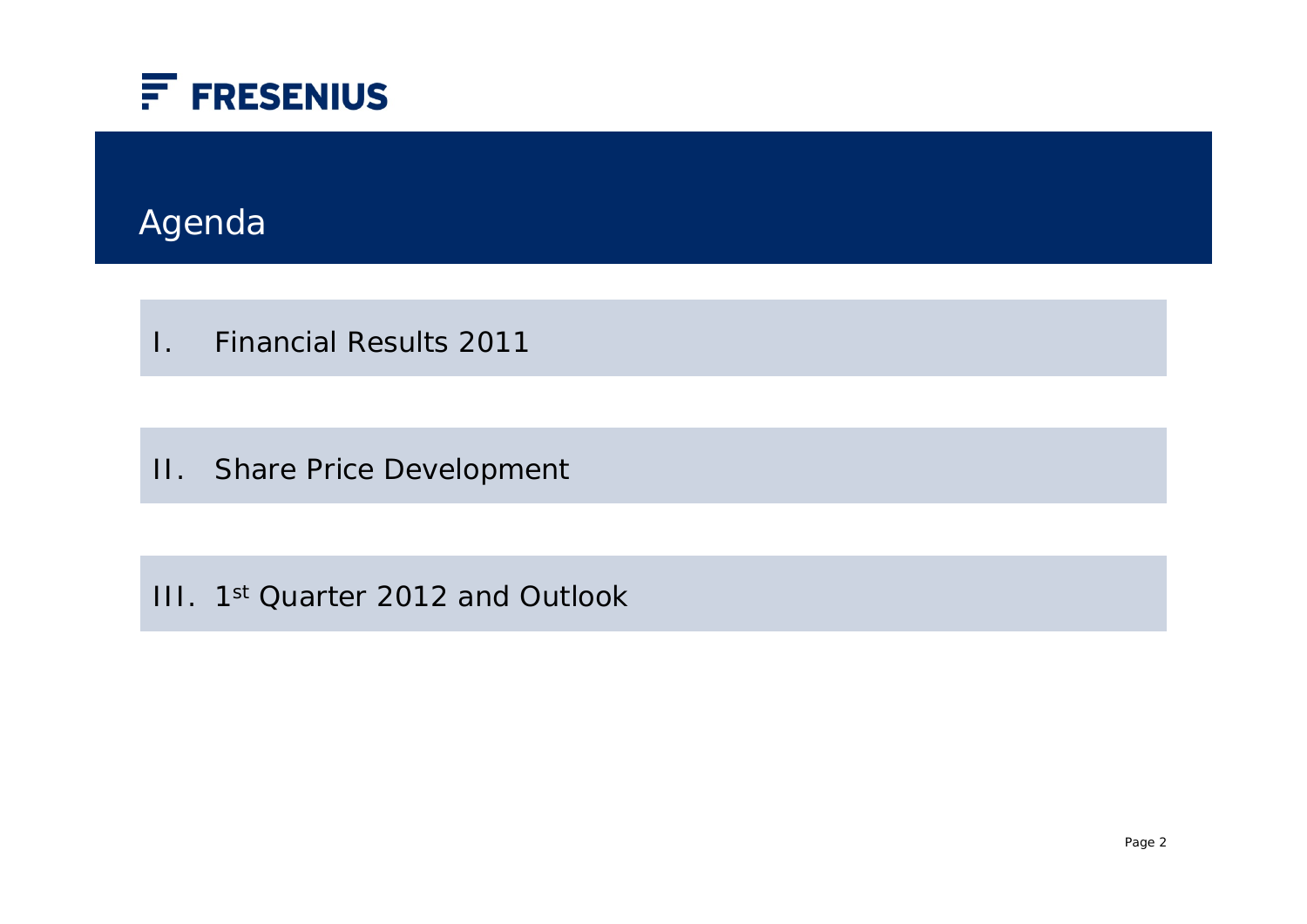# Agenda

I. Financial Results 2011

II. Share Price Development

III. 1st Quarter 2012 and Outlook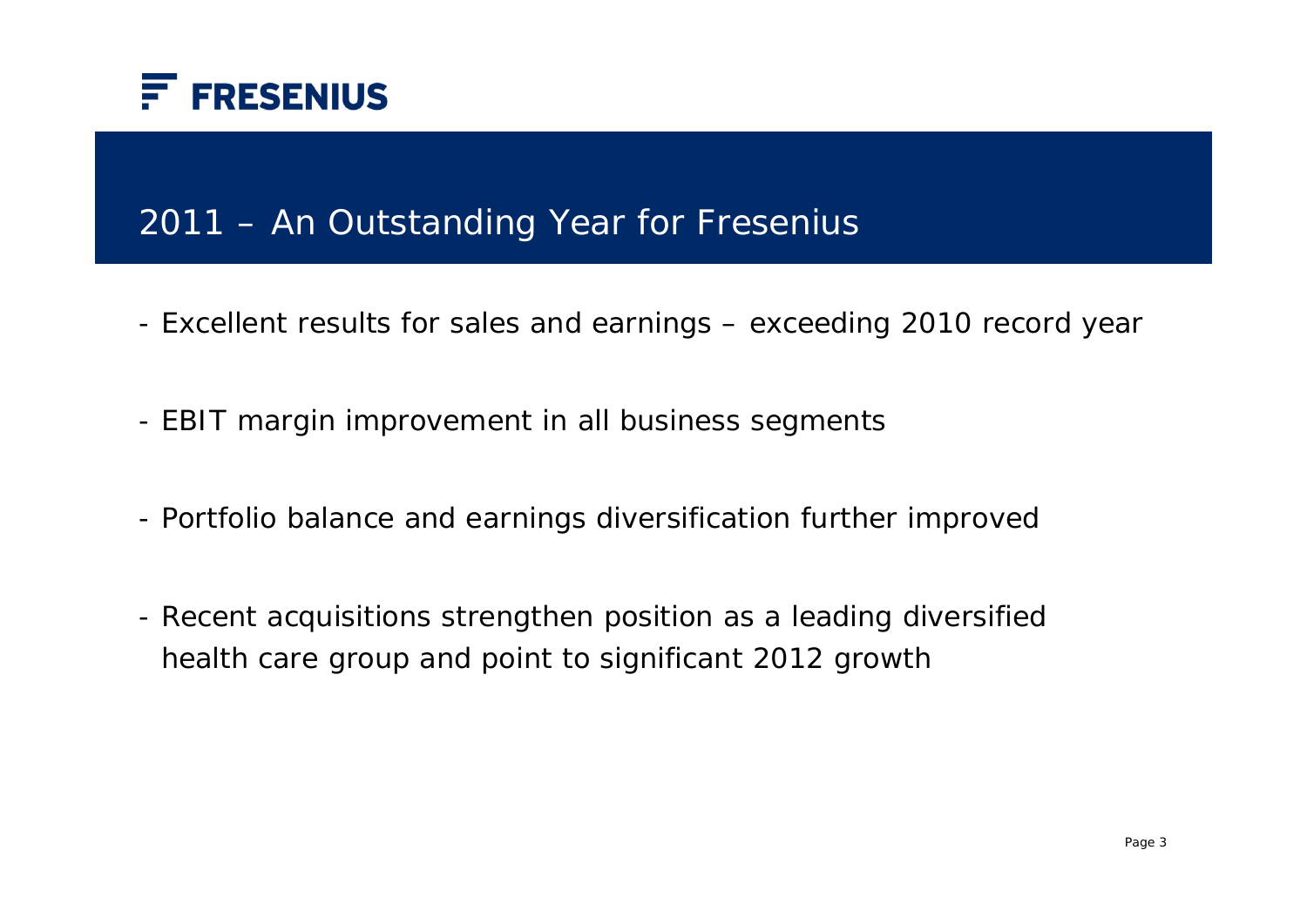# 2011 – An Outstanding Year for Fresenius

- Excellent results for sales and earnings – exceeding 2010 record year

- EBIT margin improvement in all business segments

- Portfolio balance and earnings diversification further improved

- Recent acquisitions strengthen position as a leading diversified health care group and point to significant 2012 growth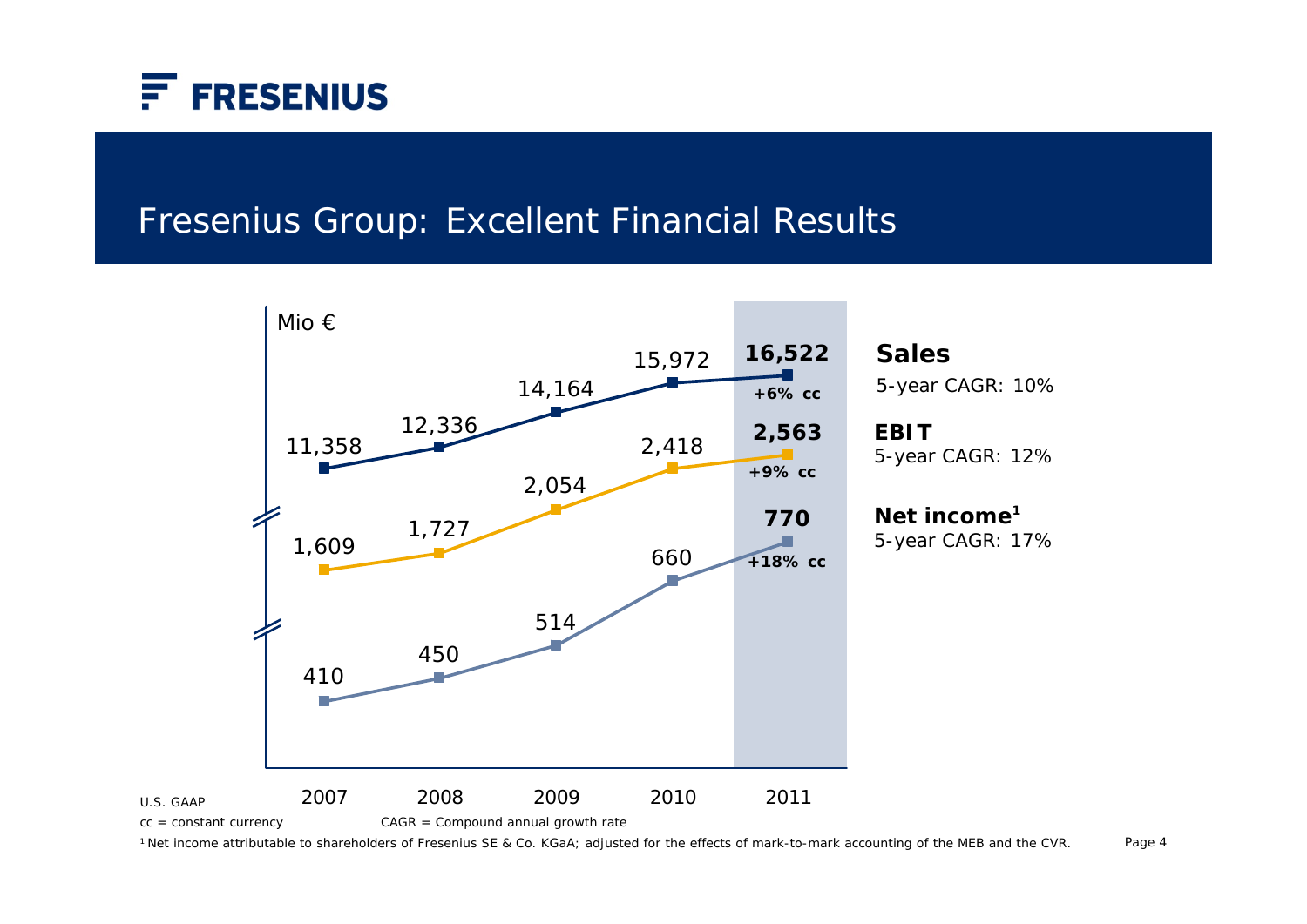# Fresenius Group: Excellent Financial Results

Mio €

| | 2007 | 2008 | 2009 | 2010 | 2011 | |
|---|---|---|---|---|---|---|
| Sales | 11,358 | 12,336 | 14,164 | 15,972 | **16,522** | +6% cc |
| EBIT | 1,609 | 1,727 | 2,054 | 2,418 | **2,563** | +9% cc |
| Net income[1] | 410 | 450 | 514 | 660 | **770** | +18% cc |

**Sales**
5-year CAGR: 10%

**EBIT**
5-year CAGR: 12%

**Net income[1]**
5-year CAGR: 17%

U.S. GAAP

cc = constant currency  CAGR = Compound annual growth rate

[1] Net income attributable to shareholders of Fresenius SE & Co. KGaA; adjusted for the effects of mark-to-mark accounting of the MEB and the CVR.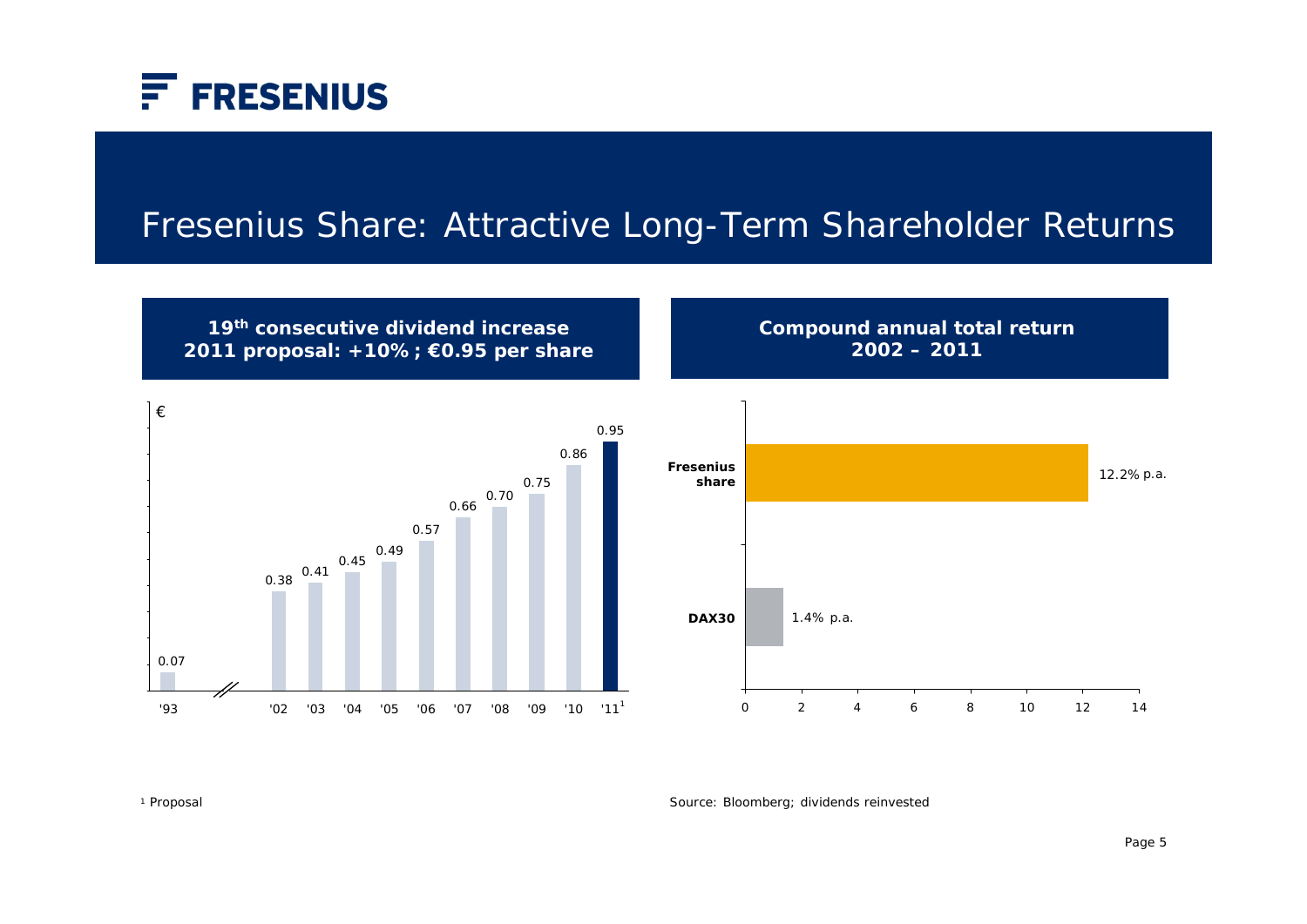# Fresenius Share: Attractive Long-Term Shareholder Returns

## 19th consecutive dividend increase
## 2011 proposal: +10%; €0.95 per share

| Year | Dividend (€) |
|---|---|
| '93 | 0.07 |
| '02 | 0.38 |
| '03 | 0.41 |
| '04 | 0.45 |
| '05 | 0.49 |
| '06 | 0.57 |
| '07 | 0.66 |
| '08 | 0.70 |
| '09 | 0.75 |
| '10 | 0.86 |
| '11[1] | 0.95 |

## Compound annual total return 2002 – 2011

| | Compound annual total return |
|---|---|
| Fresenius share | 12.2% p.a. |
| DAX30 | 1.4% p.a. |

[1] Proposal

Source: Bloomberg; dividends reinvested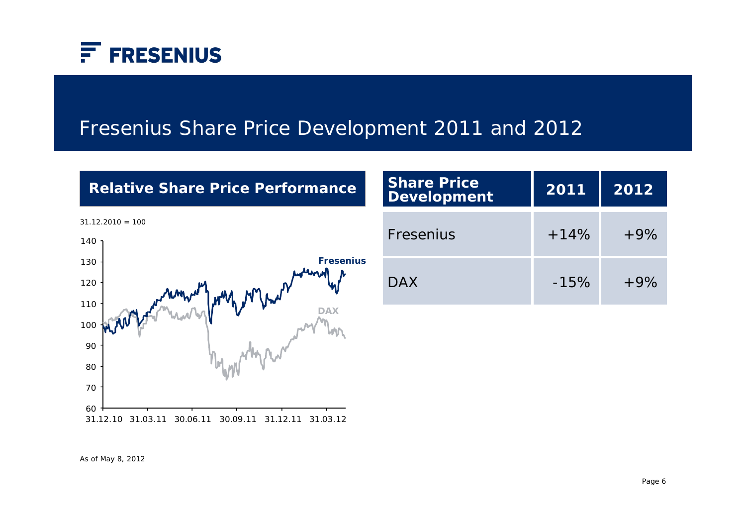# Fresenius Share Price Development 2011 and 2012

## Relative Share Price Performance

31.12.2010 = 100

140
130
120
110
100
90
80
70
60

31.12.10 31.03.11 30.06.11 30.09.11 31.12.11 31.03.12

Fresenius

DAX

| Share Price Development | 2011 | 2012 |
| --- | --- | --- |
| Fresenius | +14% | +9% |
| DAX | -15% | +9% |

As of May 8, 2012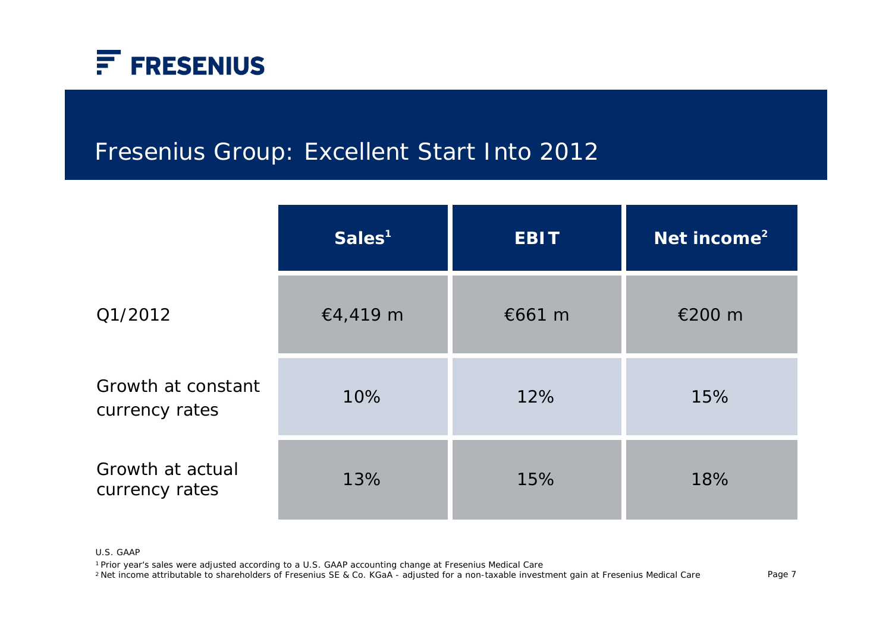# Fresenius Group: Excellent Start Into 2012

| | Sales[1] | EBIT | Net income[2] |
|---|---|---|---|
| Q1/2012 | €4,419 m | €661 m | €200 m |
| Growth at constant currency rates | 10% | 12% | 15% |
| Growth at actual currency rates | 13% | 15% | 18% |

U.S. GAAP

[1] Prior year's sales were adjusted according to a U.S. GAAP accounting change at Fresenius Medical Care

[2] Net income attributable to shareholders of Fresenius SE & Co. KGaA - adjusted for a non-taxable investment gain at Fresenius Medical Care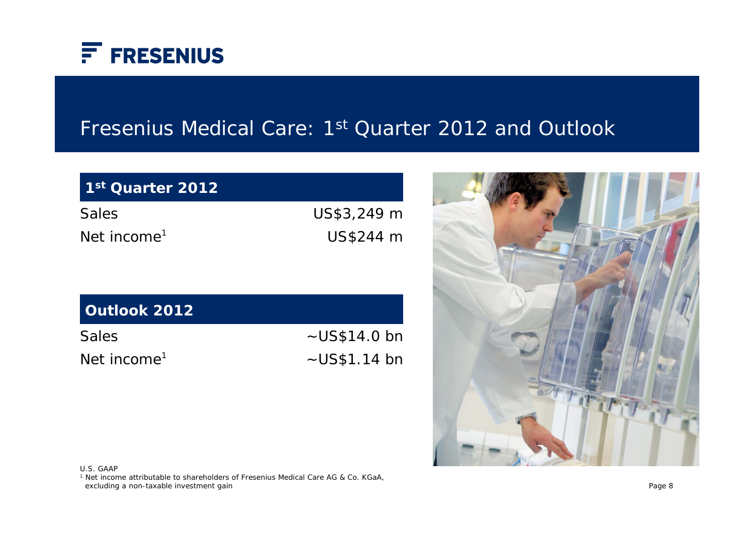# Fresenius Medical Care: 1st Quarter 2012 and Outlook

| 1st Quarter 2012 | |
|---|---|
| Sales | US$3,249 m |
| Net income[1] | US$244 m |

| Outlook 2012 | |
|---|---|
| Sales | ~US$14.0 bn |
| Net income[1] | ~US$1.14 bn |

U.S. GAAP

[1] Net income attributable to shareholders of Fresenius Medical Care AG & Co. KGaA, excluding a non-taxable investment gain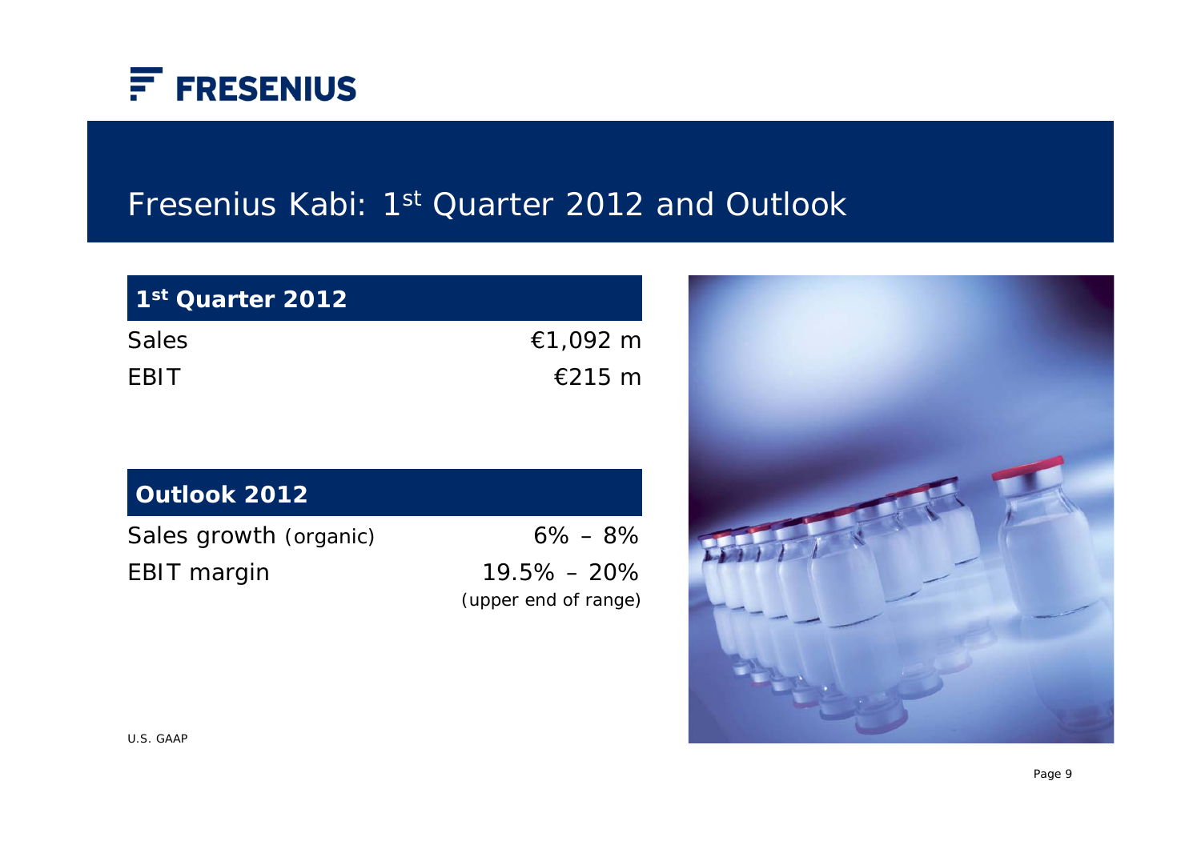# Fresenius Kabi: 1st Quarter 2012 and Outlook

| 1st Quarter 2012 | |
|---|---|
| Sales | €1,092 m |
| EBIT | €215 m |

| Outlook 2012 | |
|---|---|
| Sales growth (organic) | 6% – 8% |
| EBIT margin | 19.5% – 20% (upper end of range) |

U.S. GAAP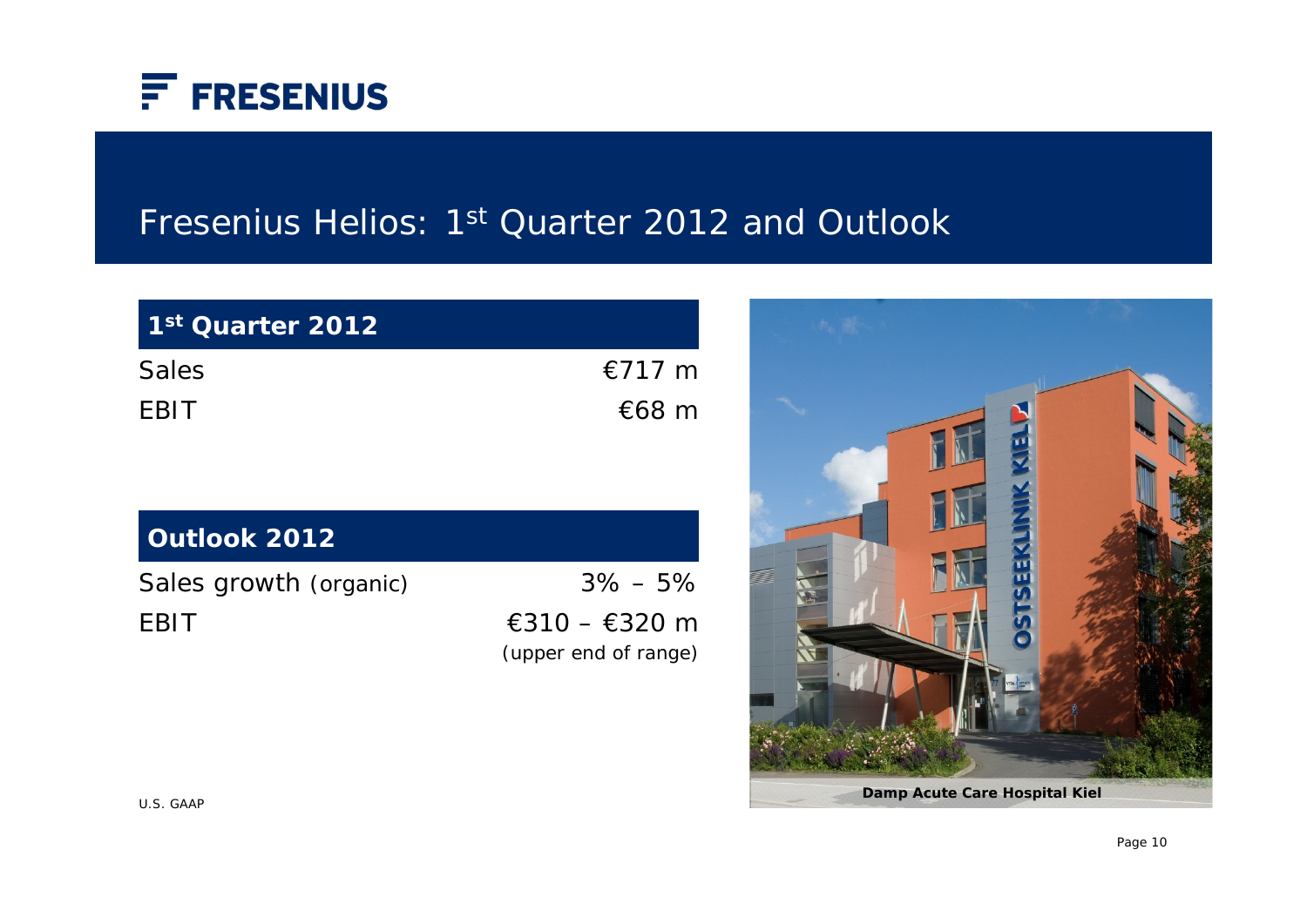# Fresenius Helios: 1st Quarter 2012 and Outlook

| 1st Quarter 2012 | |
|---|---|
| Sales | €717 m |
| EBIT | €68 m |

| Outlook 2012 | |
|---|---|
| Sales growth (organic) | 3% – 5% |
| EBIT | €310 – €320 m (upper end of range) |

Damp Acute Care Hospital Kiel

U.S. GAAP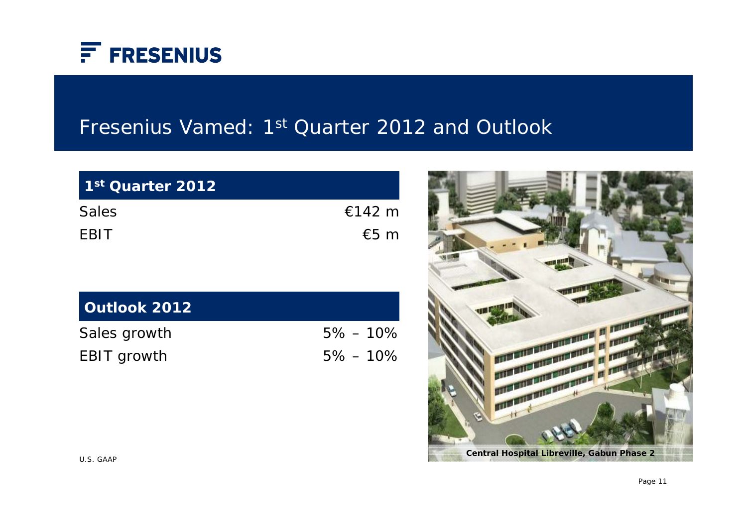# Fresenius Vamed: 1st Quarter 2012 and Outlook

| 1st Quarter 2012 | |
|---|---|
| Sales | €142 m |
| EBIT | €5 m |

| Outlook 2012 | |
|---|---|
| Sales growth | 5% – 10% |
| EBIT growth | 5% – 10% |

Central Hospital Libreville, Gabun Phase 2

U.S. GAAP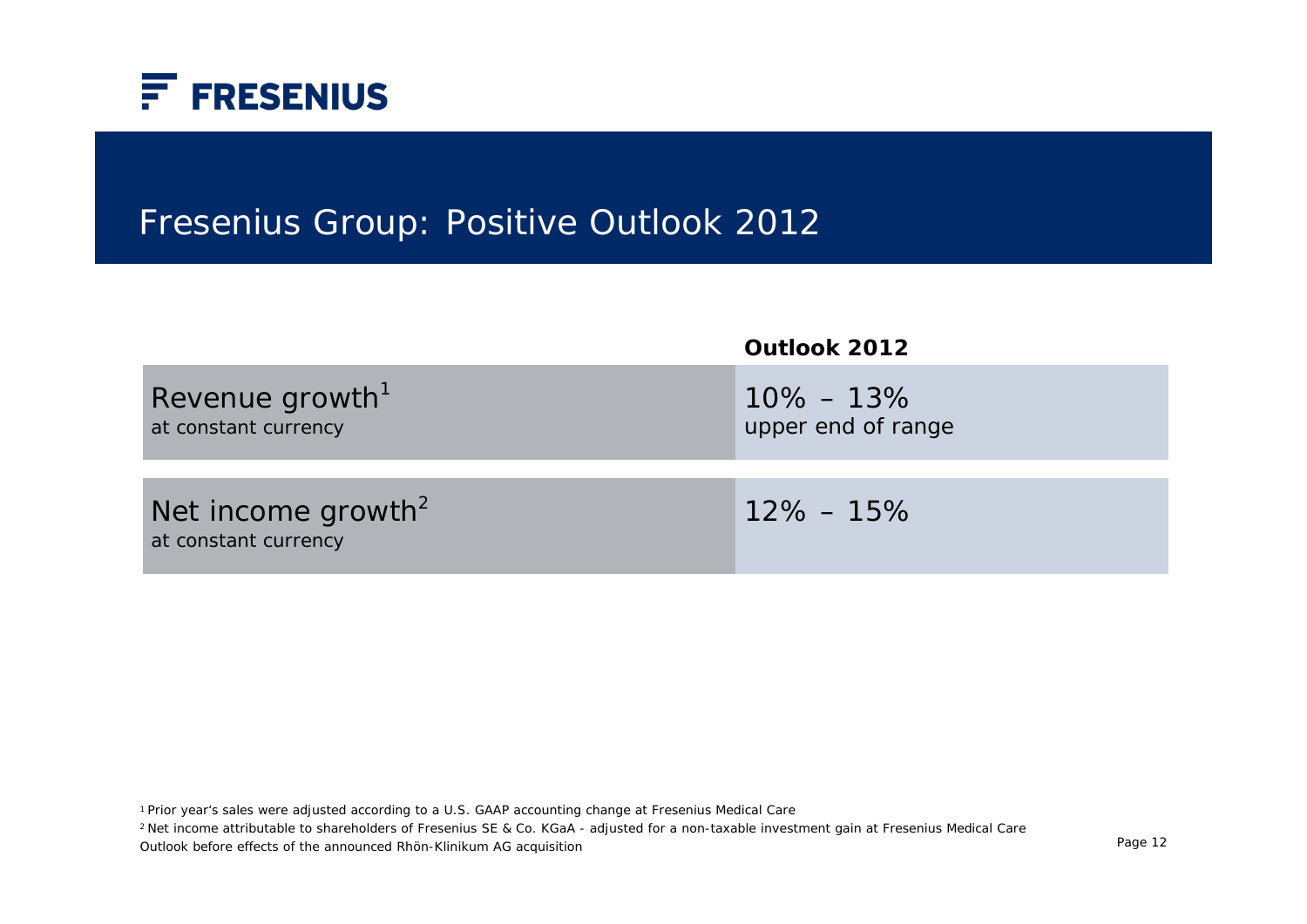# Fresenius Group: Positive Outlook 2012

| | **Outlook 2012** |
|---|---|
| Revenue growth[1] at constant currency | 10% – 13% upper end of range |
| Net income growth[2] at constant currency | 12% – 15% |

[1] Prior year's sales were adjusted according to a U.S. GAAP accounting change at Fresenius Medical Care

[2] Net income attributable to shareholders of Fresenius SE & Co. KGaA - adjusted for a non-taxable investment gain at Fresenius Medical Care

Outlook before effects of the announced Rhön-Klinikum AG acquisition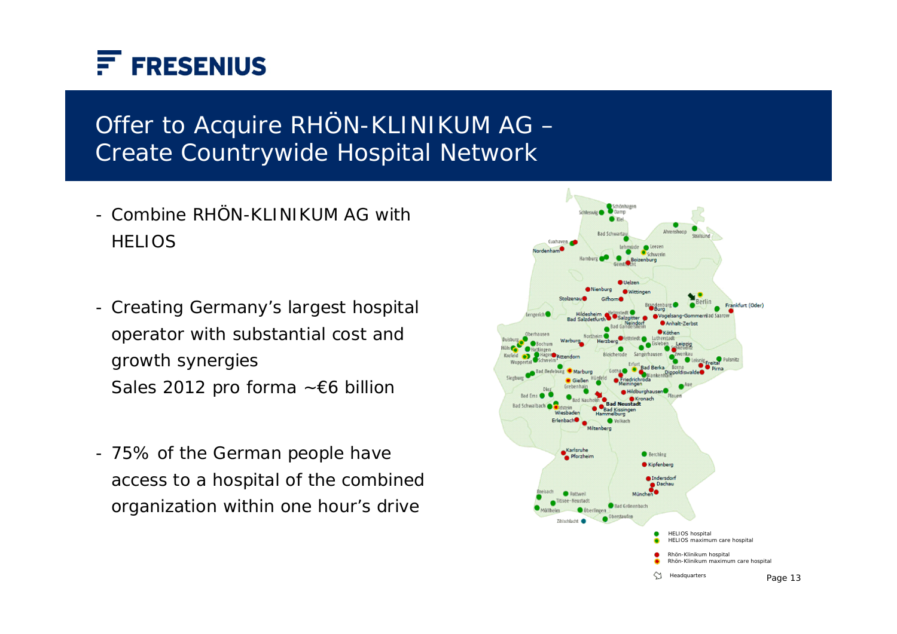# Offer to Acquire RHÖN-KLINIKUM AG – Create Countrywide Hospital Network

- Combine RHÖN-KLINIKUM AG with HELIOS
- Creating Germany's largest hospital operator with substantial cost and growth synergies
  Sales 2012 pro forma ~€6 billion
- 75% of the German people have access to a hospital of the combined organization within one hour's drive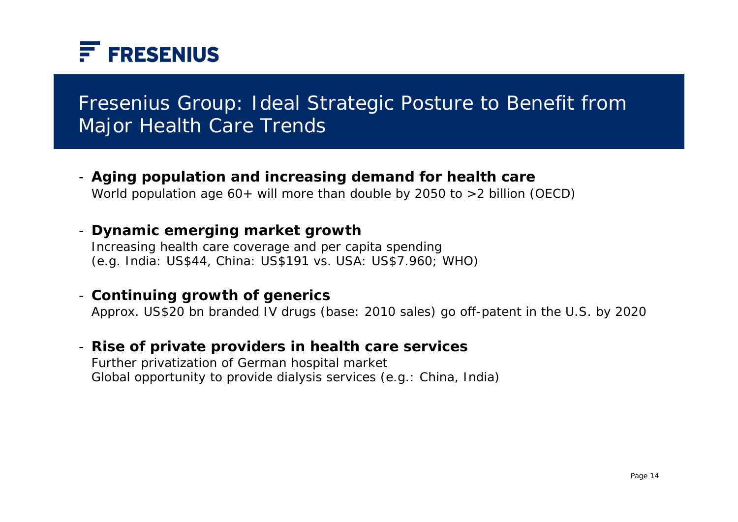FRESENIUS

# Fresenius Group: Ideal Strategic Posture to Benefit from Major Health Care Trends

- **Aging population and increasing demand for health care**
  World population age 60+ will more than double by 2050 to >2 billion (OECD)

- **Dynamic emerging market growth**
  Increasing health care coverage and per capita spending
  (e.g. India: US$44, China: US$191 vs. USA: US$7.960; WHO)

- **Continuing growth of generics**
  Approx. US$20 bn branded IV drugs (base: 2010 sales) go off-patent in the U.S. by 2020

- **Rise of private providers in health care services**
  Further privatization of German hospital market
  Global opportunity to provide dialysis services (e.g.: China, India)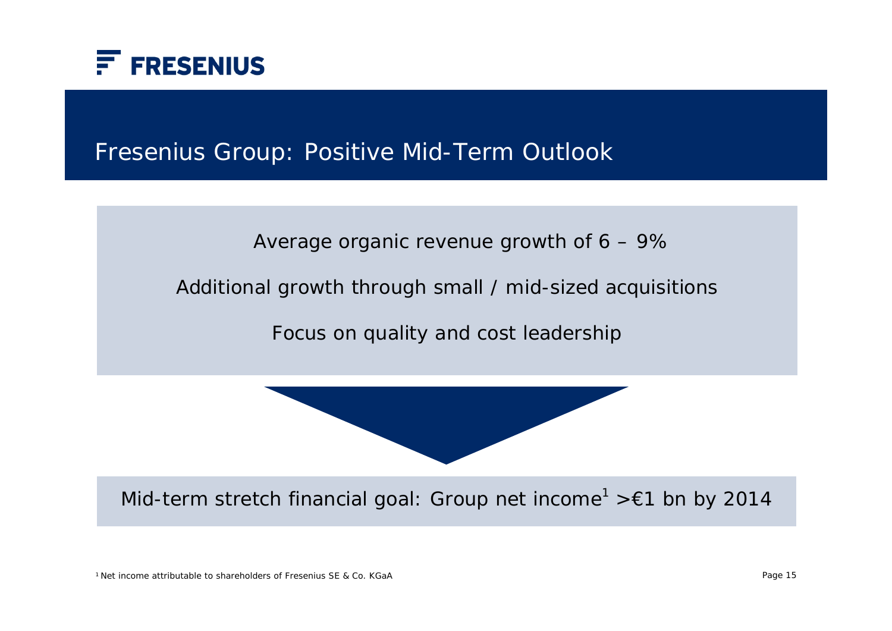# Fresenius Group: Positive Mid-Term Outlook

Average organic revenue growth of 6 – 9%

Additional growth through small / mid-sized acquisitions

Focus on quality and cost leadership

Mid-term stretch financial goal: Group net income[1] >€1 bn by 2014

[1] Net income attributable to shareholders of Fresenius SE & Co. KGaA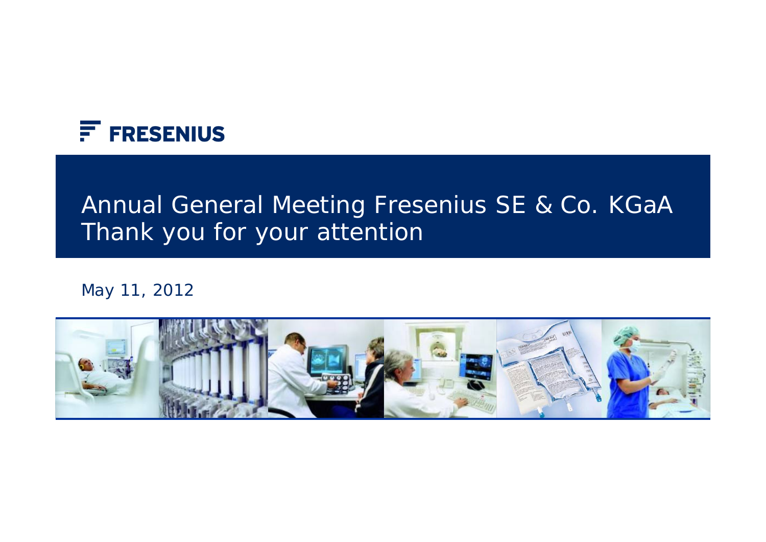FRESENIUS

# Annual General Meeting Fresenius SE & Co. KGaA
# Thank you for your attention

May 11, 2012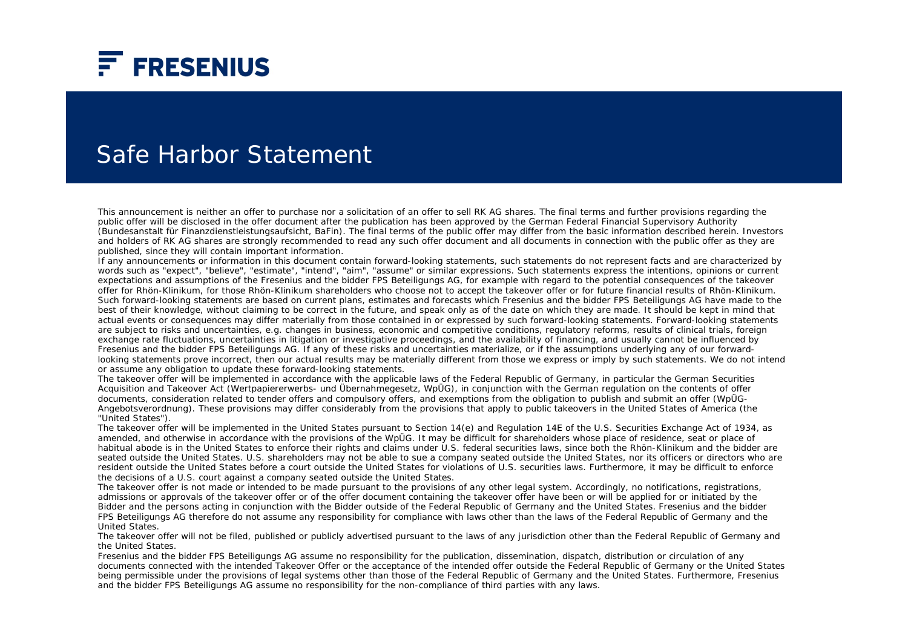# Safe Harbor Statement

This announcement is neither an offer to purchase nor a solicitation of an offer to sell RK AG shares. The final terms and further provisions regarding the public offer will be disclosed in the offer document after the publication has been approved by the German Federal Financial Supervisory Authority (Bundesanstalt für Finanzdienstleistungsaufsicht, BaFin). The final terms of the public offer may differ from the basic information described herein. Investors and holders of RK AG shares are strongly recommended to read any such offer document and all documents in connection with the public offer as they are published, since they will contain important information.

If any announcements or information in this document contain forward-looking statements, such statements do not represent facts and are characterized by words such as "expect", "believe", "estimate", "intend", "aim", "assume" or similar expressions. Such statements express the intentions, opinions or current expectations and assumptions of the Fresenius and the bidder FPS Beteiligungs AG, for example with regard to the potential consequences of the takeover offer for Rhön-Klinikum, for those Rhön-Klinikum shareholders who choose not to accept the takeover offer or for future financial results of Rhön-Klinikum. Such forward-looking statements are based on current plans, estimates and forecasts which Fresenius and the bidder FPS Beteiligungs AG have made to the best of their knowledge, without claiming to be correct in the future, and speak only as of the date on which they are made. It should be kept in mind that actual events or consequences may differ materially from those contained in or expressed by such forward-looking statements. Forward-looking statements are subject to risks and uncertainties, e.g. changes in business, economic and competitive conditions, regulatory reforms, results of clinical trials, foreign exchange rate fluctuations, uncertainties in litigation or investigative proceedings, and the availability of financing, and usually cannot be influenced by Fresenius and the bidder FPS Beteiligungs AG. If any of these risks and uncertainties materialize, or if the assumptions underlying any of our forward-looking statements prove incorrect, then our actual results may be materially different from those we express or imply by such statements. We do not intend or assume any obligation to update these forward-looking statements.

The takeover offer will be implemented in accordance with the applicable laws of the Federal Republic of Germany, in particular the German Securities Acquisition and Takeover Act (Wertpapiererwerbs- und Übernahmegesetz, WpÜG), in conjunction with the German regulation on the contents of offer documents, consideration related to tender offers and compulsory offers, and exemptions from the obligation to publish and submit an offer (WpÜG-Angebotsverordnung). These provisions may differ considerably from the provisions that apply to public takeovers in the United States of America (the "United States").

The takeover offer will be implemented in the United States pursuant to Section 14(e) and Regulation 14E of the U.S. Securities Exchange Act of 1934, as amended, and otherwise in accordance with the provisions of the WpÜG. It may be difficult for shareholders whose place of residence, seat or place of habitual abode is in the United States to enforce their rights and claims under U.S. federal securities laws, since both the Rhön-Klinikum and the bidder are seated outside the United States. U.S. shareholders may not be able to sue a company seated outside the United States, nor its officers or directors who are resident outside the United States before a court outside the United States for violations of U.S. securities laws. Furthermore, it may be difficult to enforce the decisions of a U.S. court against a company seated outside the United States.

The takeover offer is not made or intended to be made pursuant to the provisions of any other legal system. Accordingly, no notifications, registrations, admissions or approvals of the takeover offer or of the offer document containing the takeover offer have been or will be applied for or initiated by the Bidder and the persons acting in conjunction with the Bidder outside of the Federal Republic of Germany and the United States. Fresenius and the bidder FPS Beteiligungs AG therefore do not assume any responsibility for compliance with laws other than the laws of the Federal Republic of Germany and the United States.

The takeover offer will not be filed, published or publicly advertised pursuant to the laws of any jurisdiction other than the Federal Republic of Germany and the United States.

Fresenius and the bidder FPS Beteiligungs AG assume no responsibility for the publication, dissemination, dispatch, distribution or circulation of any documents connected with the intended Takeover Offer or the acceptance of the intended offer outside the Federal Republic of Germany or the United States being permissible under the provisions of legal systems other than those of the Federal Republic of Germany and the United States. Furthermore, Fresenius and the bidder FPS Beteiligungs AG assume no responsibility for the non-compliance of third parties with any laws.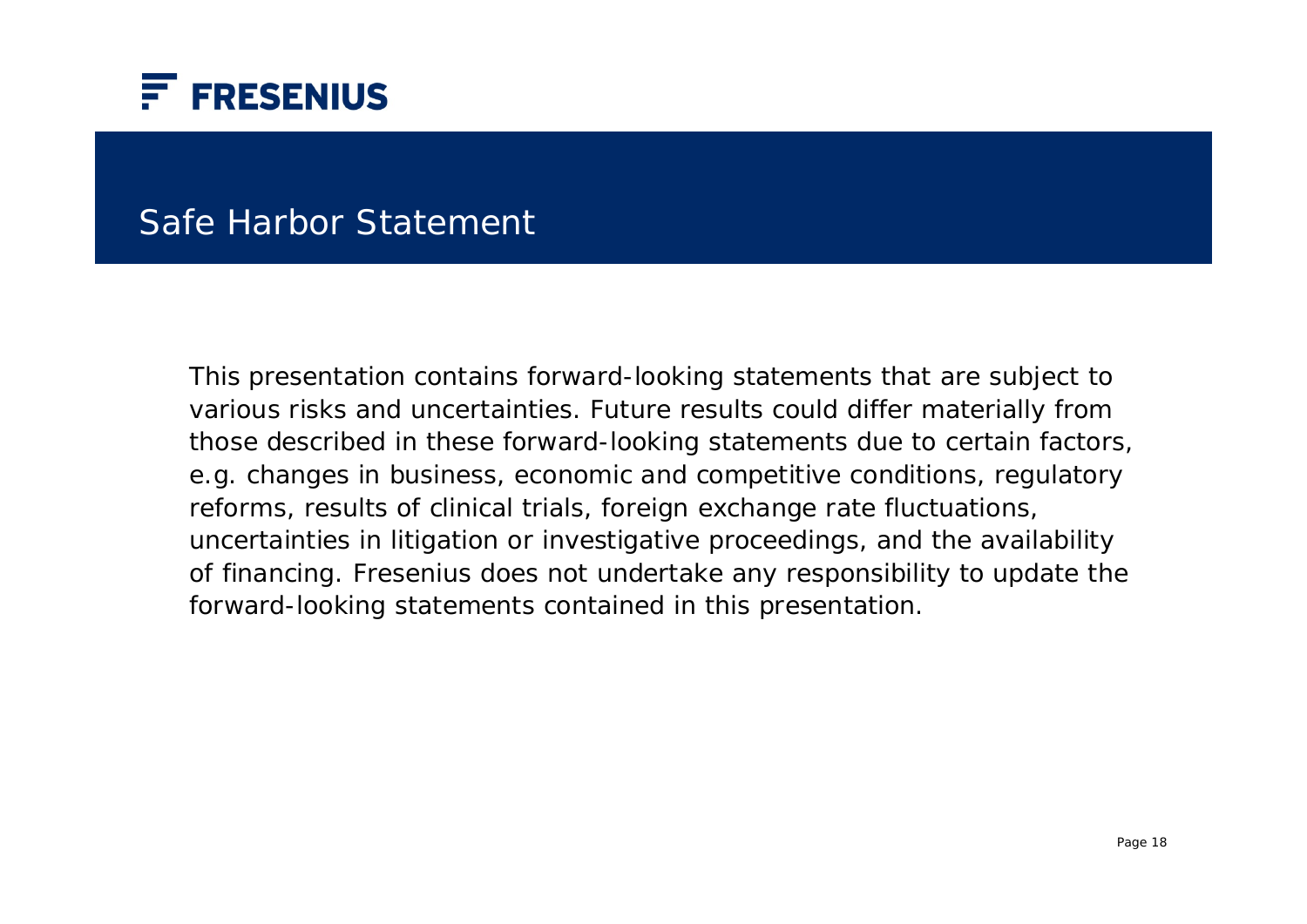FRESENIUS

# Safe Harbor Statement

This presentation contains forward-looking statements that are subject to various risks and uncertainties. Future results could differ materially from those described in these forward-looking statements due to certain factors, e.g. changes in business, economic and competitive conditions, regulatory reforms, results of clinical trials, foreign exchange rate fluctuations, uncertainties in litigation or investigative proceedings, and the availability of financing. Fresenius does not undertake any responsibility to update the forward-looking statements contained in this presentation.